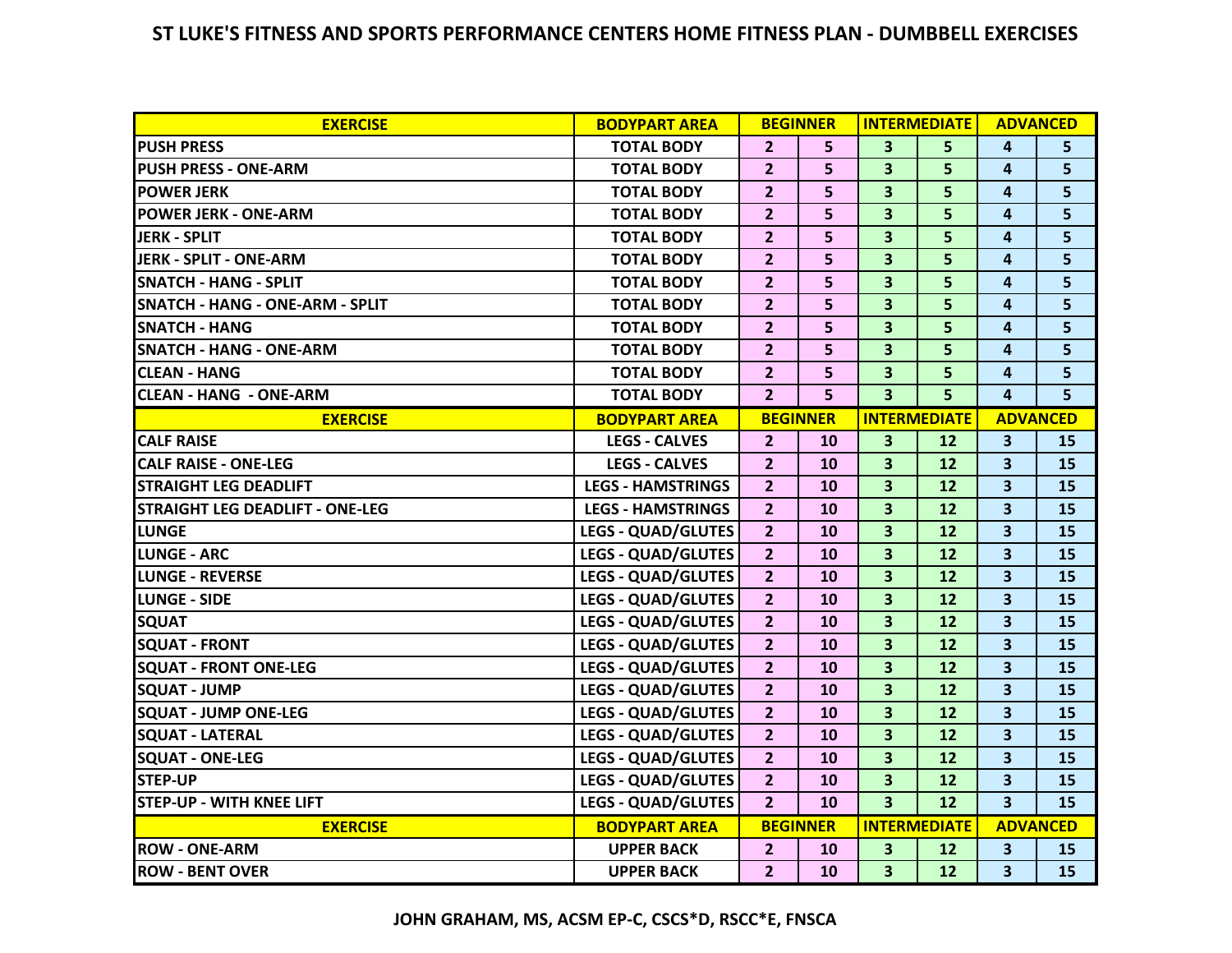# ST LUKE'S FITNESS AND SPORTS PERFORMANCE CENTERS HOME FITNESS PLAN - DUMBBELL EXERCISES

| EXERCISE | BODYPART AREA | BEGINNER | | INTERMEDIATE | | ADVANCED | |
|---|---|---|---|---|---|---|---|
| PUSH PRESS | TOTAL BODY | 2 | 5 | 3 | 5 | 4 | 5 |
| PUSH PRESS - ONE-ARM | TOTAL BODY | 2 | 5 | 3 | 5 | 4 | 5 |
| POWER JERK | TOTAL BODY | 2 | 5 | 3 | 5 | 4 | 5 |
| POWER JERK - ONE-ARM | TOTAL BODY | 2 | 5 | 3 | 5 | 4 | 5 |
| JERK - SPLIT | TOTAL BODY | 2 | 5 | 3 | 5 | 4 | 5 |
| JERK - SPLIT - ONE-ARM | TOTAL BODY | 2 | 5 | 3 | 5 | 4 | 5 |
| SNATCH - HANG - SPLIT | TOTAL BODY | 2 | 5 | 3 | 5 | 4 | 5 |
| SNATCH - HANG - ONE-ARM - SPLIT | TOTAL BODY | 2 | 5 | 3 | 5 | 4 | 5 |
| SNATCH - HANG | TOTAL BODY | 2 | 5 | 3 | 5 | 4 | 5 |
| SNATCH - HANG - ONE-ARM | TOTAL BODY | 2 | 5 | 3 | 5 | 4 | 5 |
| CLEAN - HANG | TOTAL BODY | 2 | 5 | 3 | 5 | 4 | 5 |
| CLEAN - HANG - ONE-ARM | TOTAL BODY | 2 | 5 | 3 | 5 | 4 | 5 |
| **EXERCISE** | **BODYPART AREA** | **BEGINNER** | | **INTERMEDIATE** | | **ADVANCED** | |
| CALF RAISE | LEGS - CALVES | 2 | 10 | 3 | 12 | 3 | 15 |
| CALF RAISE - ONE-LEG | LEGS - CALVES | 2 | 10 | 3 | 12 | 3 | 15 |
| STRAIGHT LEG DEADLIFT | LEGS - HAMSTRINGS | 2 | 10 | 3 | 12 | 3 | 15 |
| STRAIGHT LEG DEADLIFT - ONE-LEG | LEGS - HAMSTRINGS | 2 | 10 | 3 | 12 | 3 | 15 |
| LUNGE | LEGS - QUAD/GLUTES | 2 | 10 | 3 | 12 | 3 | 15 |
| LUNGE - ARC | LEGS - QUAD/GLUTES | 2 | 10 | 3 | 12 | 3 | 15 |
| LUNGE - REVERSE | LEGS - QUAD/GLUTES | 2 | 10 | 3 | 12 | 3 | 15 |
| LUNGE - SIDE | LEGS - QUAD/GLUTES | 2 | 10 | 3 | 12 | 3 | 15 |
| SQUAT | LEGS - QUAD/GLUTES | 2 | 10 | 3 | 12 | 3 | 15 |
| SQUAT - FRONT | LEGS - QUAD/GLUTES | 2 | 10 | 3 | 12 | 3 | 15 |
| SQUAT - FRONT ONE-LEG | LEGS - QUAD/GLUTES | 2 | 10 | 3 | 12 | 3 | 15 |
| SQUAT - JUMP | LEGS - QUAD/GLUTES | 2 | 10 | 3 | 12 | 3 | 15 |
| SQUAT - JUMP ONE-LEG | LEGS - QUAD/GLUTES | 2 | 10 | 3 | 12 | 3 | 15 |
| SQUAT - LATERAL | LEGS - QUAD/GLUTES | 2 | 10 | 3 | 12 | 3 | 15 |
| SQUAT - ONE-LEG | LEGS - QUAD/GLUTES | 2 | 10 | 3 | 12 | 3 | 15 |
| STEP-UP | LEGS - QUAD/GLUTES | 2 | 10 | 3 | 12 | 3 | 15 |
| STEP-UP - WITH KNEE LIFT | LEGS - QUAD/GLUTES | 2 | 10 | 3 | 12 | 3 | 15 |
| **EXERCISE** | **BODYPART AREA** | **BEGINNER** | | **INTERMEDIATE** | | **ADVANCED** | |
| ROW - ONE-ARM | UPPER BACK | 2 | 10 | 3 | 12 | 3 | 15 |
| ROW - BENT OVER | UPPER BACK | 2 | 10 | 3 | 12 | 3 | 15 |

JOHN GRAHAM, MS, ACSM EP-C, CSCS*D, RSCC*E, FNSCA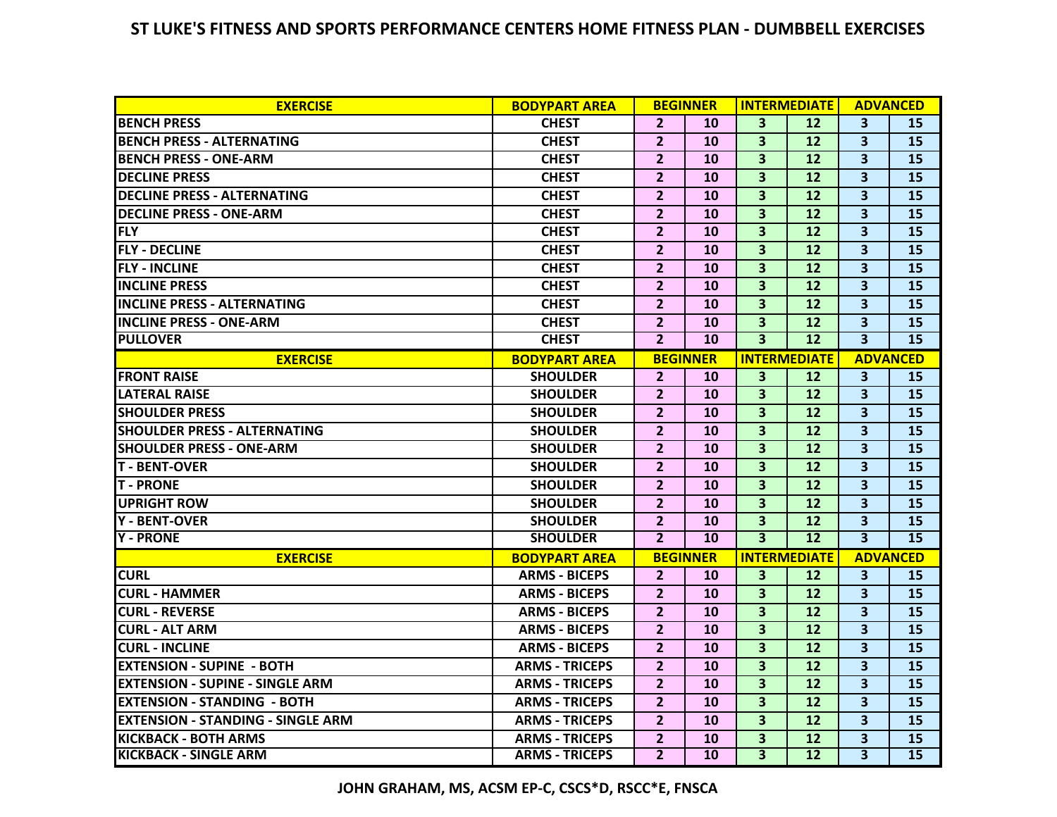## ST LUKE'S FITNESS AND SPORTS PERFORMANCE CENTERS HOME FITNESS PLAN - DUMBBELL EXERCISES

| EXERCISE | BODYPART AREA | BEGINNER | | INTERMEDIATE | | ADVANCED | |
|---|---|---|---|---|---|---|---|
| BENCH PRESS | CHEST | 2 | 10 | 3 | 12 | 3 | 15 |
| BENCH PRESS - ALTERNATING | CHEST | 2 | 10 | 3 | 12 | 3 | 15 |
| BENCH PRESS - ONE-ARM | CHEST | 2 | 10 | 3 | 12 | 3 | 15 |
| DECLINE PRESS | CHEST | 2 | 10 | 3 | 12 | 3 | 15 |
| DECLINE PRESS - ALTERNATING | CHEST | 2 | 10 | 3 | 12 | 3 | 15 |
| DECLINE PRESS - ONE-ARM | CHEST | 2 | 10 | 3 | 12 | 3 | 15 |
| FLY | CHEST | 2 | 10 | 3 | 12 | 3 | 15 |
| FLY - DECLINE | CHEST | 2 | 10 | 3 | 12 | 3 | 15 |
| FLY - INCLINE | CHEST | 2 | 10 | 3 | 12 | 3 | 15 |
| INCLINE PRESS | CHEST | 2 | 10 | 3 | 12 | 3 | 15 |
| INCLINE PRESS - ALTERNATING | CHEST | 2 | 10 | 3 | 12 | 3 | 15 |
| INCLINE PRESS - ONE-ARM | CHEST | 2 | 10 | 3 | 12 | 3 | 15 |
| PULLOVER | CHEST | 2 | 10 | 3 | 12 | 3 | 15 |
| **EXERCISE** | **BODYPART AREA** | **BEGINNER** | | **INTERMEDIATE** | | **ADVANCED** | |
| FRONT RAISE | SHOULDER | 2 | 10 | 3 | 12 | 3 | 15 |
| LATERAL RAISE | SHOULDER | 2 | 10 | 3 | 12 | 3 | 15 |
| SHOULDER PRESS | SHOULDER | 2 | 10 | 3 | 12 | 3 | 15 |
| SHOULDER PRESS - ALTERNATING | SHOULDER | 2 | 10 | 3 | 12 | 3 | 15 |
| SHOULDER PRESS - ONE-ARM | SHOULDER | 2 | 10 | 3 | 12 | 3 | 15 |
| T - BENT-OVER | SHOULDER | 2 | 10 | 3 | 12 | 3 | 15 |
| T - PRONE | SHOULDER | 2 | 10 | 3 | 12 | 3 | 15 |
| UPRIGHT ROW | SHOULDER | 2 | 10 | 3 | 12 | 3 | 15 |
| Y - BENT-OVER | SHOULDER | 2 | 10 | 3 | 12 | 3 | 15 |
| Y - PRONE | SHOULDER | 2 | 10 | 3 | 12 | 3 | 15 |
| **EXERCISE** | **BODYPART AREA** | **BEGINNER** | | **INTERMEDIATE** | | **ADVANCED** | |
| CURL | ARMS - BICEPS | 2 | 10 | 3 | 12 | 3 | 15 |
| CURL - HAMMER | ARMS - BICEPS | 2 | 10 | 3 | 12 | 3 | 15 |
| CURL - REVERSE | ARMS - BICEPS | 2 | 10 | 3 | 12 | 3 | 15 |
| CURL - ALT ARM | ARMS - BICEPS | 2 | 10 | 3 | 12 | 3 | 15 |
| CURL - INCLINE | ARMS - BICEPS | 2 | 10 | 3 | 12 | 3 | 15 |
| EXTENSION - SUPINE - BOTH | ARMS - TRICEPS | 2 | 10 | 3 | 12 | 3 | 15 |
| EXTENSION - SUPINE - SINGLE ARM | ARMS - TRICEPS | 2 | 10 | 3 | 12 | 3 | 15 |
| EXTENSION - STANDING - BOTH | ARMS - TRICEPS | 2 | 10 | 3 | 12 | 3 | 15 |
| EXTENSION - STANDING - SINGLE ARM | ARMS - TRICEPS | 2 | 10 | 3 | 12 | 3 | 15 |
| KICKBACK - BOTH ARMS | ARMS - TRICEPS | 2 | 10 | 3 | 12 | 3 | 15 |
| KICKBACK - SINGLE ARM | ARMS - TRICEPS | 2 | 10 | 3 | 12 | 3 | 15 |

**JOHN GRAHAM, MS, ACSM EP-C, CSCS*D, RSCC*E, FNSCA**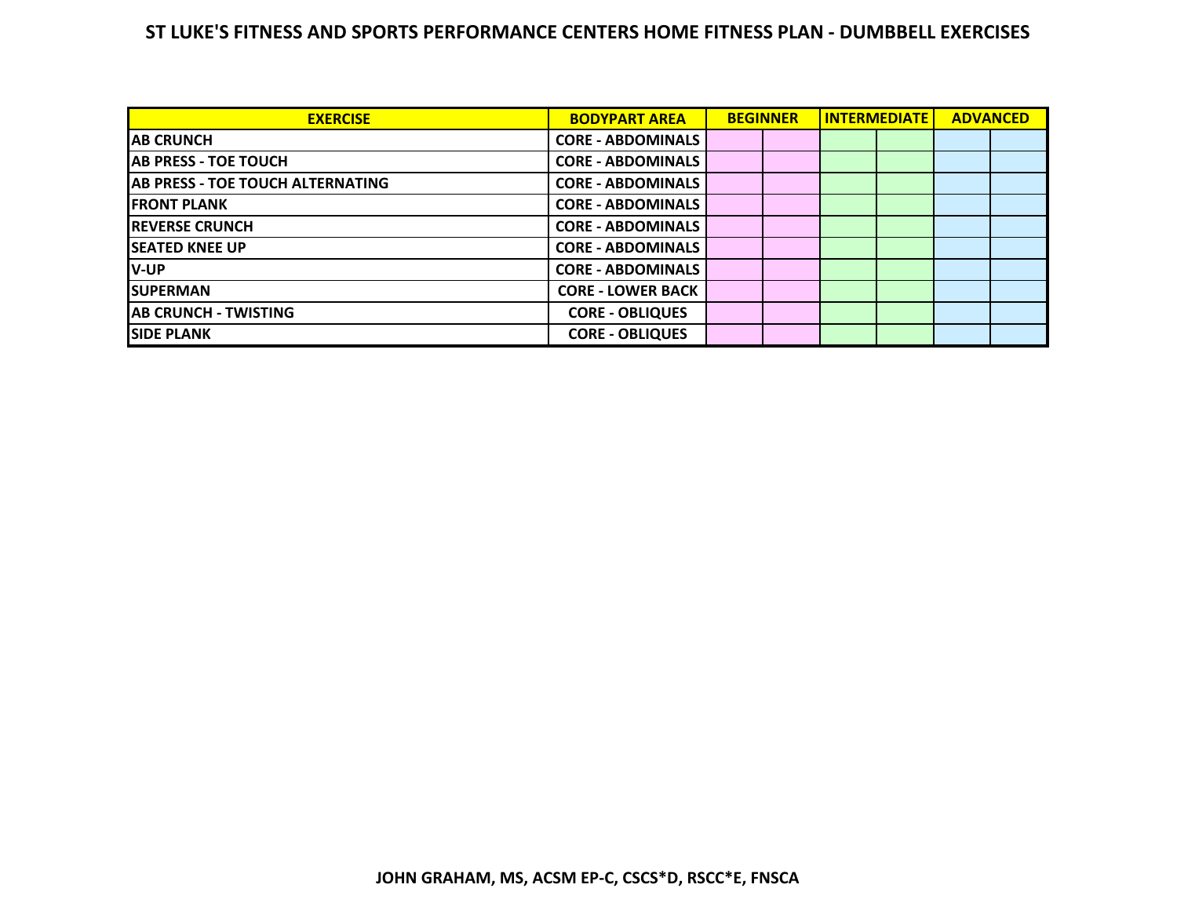# ST LUKE'S FITNESS AND SPORTS PERFORMANCE CENTERS HOME FITNESS PLAN - DUMBBELL EXERCISES

| EXERCISE | BODYPART AREA | BEGINNER | | INTERMEDIATE | | ADVANCED | |
|---|---|---|---|---|---|---|---|
| AB CRUNCH | CORE - ABDOMINALS | | | | | | |
| AB PRESS - TOE TOUCH | CORE - ABDOMINALS | | | | | | |
| AB PRESS - TOE TOUCH ALTERNATING | CORE - ABDOMINALS | | | | | | |
| FRONT PLANK | CORE - ABDOMINALS | | | | | | |
| REVERSE CRUNCH | CORE - ABDOMINALS | | | | | | |
| SEATED KNEE UP | CORE - ABDOMINALS | | | | | | |
| V-UP | CORE - ABDOMINALS | | | | | | |
| SUPERMAN | CORE - LOWER BACK | | | | | | |
| AB CRUNCH - TWISTING | CORE - OBLIQUES | | | | | | |
| SIDE PLANK | CORE - OBLIQUES | | | | | | |

**JOHN GRAHAM, MS, ACSM EP-C, CSCS*D, RSCC*E, FNSCA**